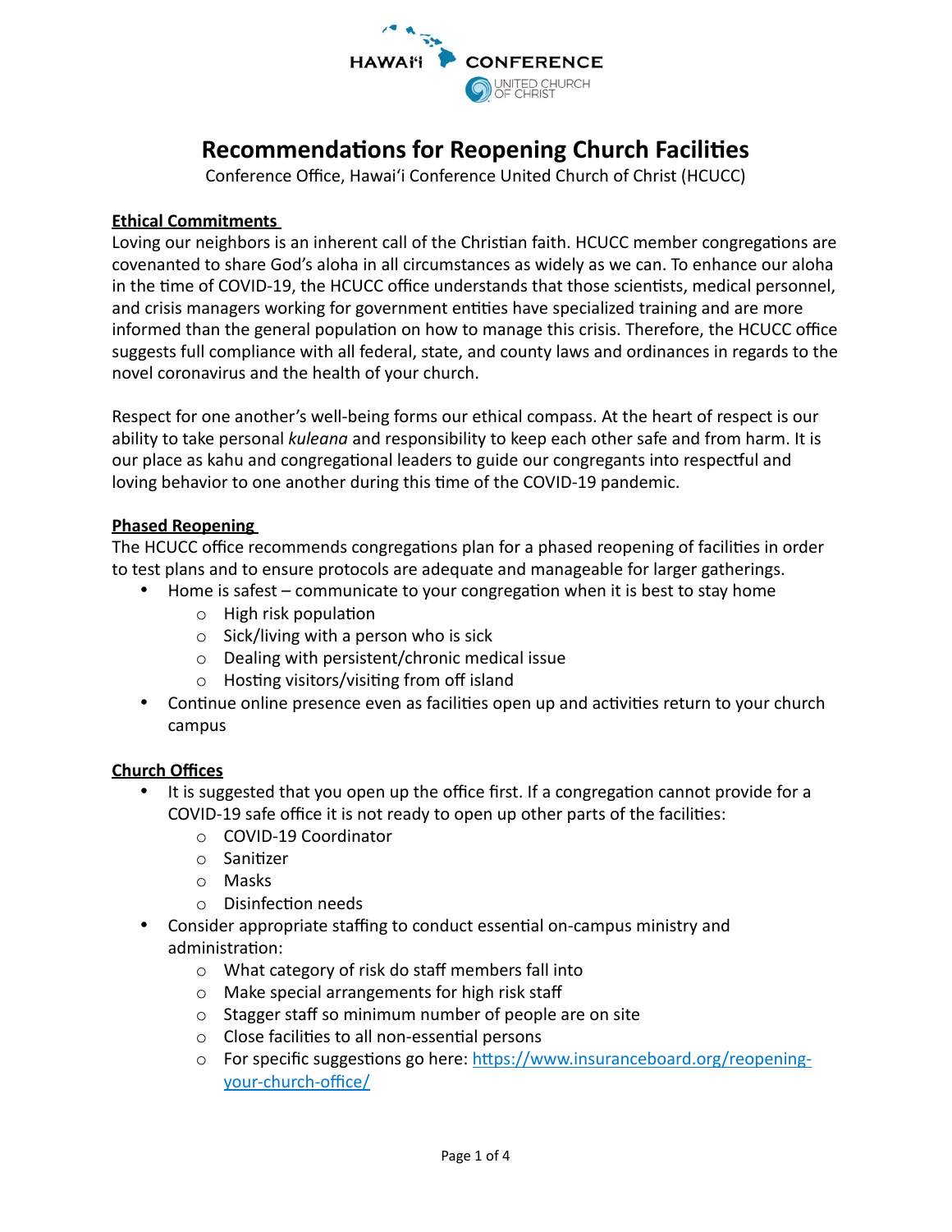HAWAIʻI CONFERENCE
UNITED CHURCH OF CHRIST

# Recommendations for Reopening Church Facilities

Conference Office, Hawaiʻi Conference United Church of Christ (HCUCC)

## Ethical Commitments

Loving our neighbors is an inherent call of the Christian faith. HCUCC member congregations are covenanted to share God's aloha in all circumstances as widely as we can. To enhance our aloha in the time of COVID-19, the HCUCC office understands that those scientists, medical personnel, and crisis managers working for government entities have specialized training and are more informed than the general population on how to manage this crisis. Therefore, the HCUCC office suggests full compliance with all federal, state, and county laws and ordinances in regards to the novel coronavirus and the health of your church.

Respect for one another's well-being forms our ethical compass. At the heart of respect is our ability to take personal *kuleana* and responsibility to keep each other safe and from harm. It is our place as kahu and congregational leaders to guide our congregants into respectful and loving behavior to one another during this time of the COVID-19 pandemic.

## Phased Reopening

The HCUCC office recommends congregations plan for a phased reopening of facilities in order to test plans and to ensure protocols are adequate and manageable for larger gatherings.

- Home is safest – communicate to your congregation when it is best to stay home
  - High risk population
  - Sick/living with a person who is sick
  - Dealing with persistent/chronic medical issue
  - Hosting visitors/visiting from off island
- Continue online presence even as facilities open up and activities return to your church campus

## Church Offices

- It is suggested that you open up the office first. If a congregation cannot provide for a COVID-19 safe office it is not ready to open up other parts of the facilities:
  - COVID-19 Coordinator
  - Sanitizer
  - Masks
  - Disinfection needs
- Consider appropriate staffing to conduct essential on-campus ministry and administration:
  - What category of risk do staff members fall into
  - Make special arrangements for high risk staff
  - Stagger staff so minimum number of people are on site
  - Close facilities to all non-essential persons
  - For specific suggestions go here: https://www.insuranceboard.org/reopening-your-church-office/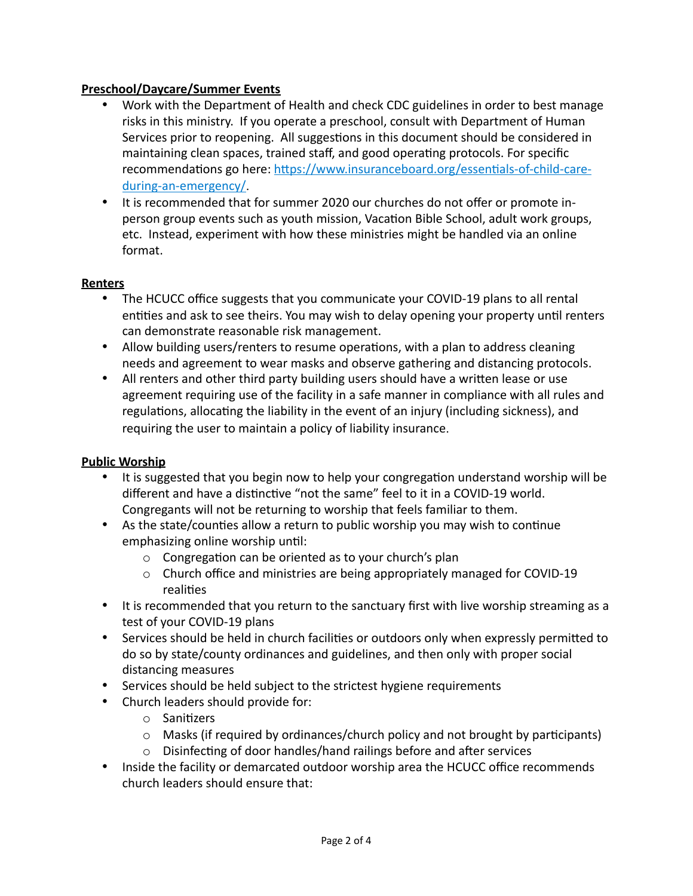**Preschool/Daycare/Summer Events**

- Work with the Department of Health and check CDC guidelines in order to best manage risks in this ministry. If you operate a preschool, consult with Department of Human Services prior to reopening. All suggestions in this document should be considered in maintaining clean spaces, trained staff, and good operating protocols. For specific recommendations go here: [https://www.insuranceboard.org/essentials-of-child-care-during-an-emergency/](https://www.insuranceboard.org/essentials-of-child-care-during-an-emergency/).
- It is recommended that for summer 2020 our churches do not offer or promote in-person group events such as youth mission, Vacation Bible School, adult work groups, etc. Instead, experiment with how these ministries might be handled via an online format.

**Renters**

- The HCUCC office suggests that you communicate your COVID-19 plans to all rental entities and ask to see theirs. You may wish to delay opening your property until renters can demonstrate reasonable risk management.
- Allow building users/renters to resume operations, with a plan to address cleaning needs and agreement to wear masks and observe gathering and distancing protocols.
- All renters and other third party building users should have a written lease or use agreement requiring use of the facility in a safe manner in compliance with all rules and regulations, allocating the liability in the event of an injury (including sickness), and requiring the user to maintain a policy of liability insurance.

**Public Worship**

- It is suggested that you begin now to help your congregation understand worship will be different and have a distinctive "not the same" feel to it in a COVID-19 world. Congregants will not be returning to worship that feels familiar to them.
- As the state/counties allow a return to public worship you may wish to continue emphasizing online worship until:
  - Congregation can be oriented as to your church's plan
  - Church office and ministries are being appropriately managed for COVID-19 realities
- It is recommended that you return to the sanctuary first with live worship streaming as a test of your COVID-19 plans
- Services should be held in church facilities or outdoors only when expressly permitted to do so by state/county ordinances and guidelines, and then only with proper social distancing measures
- Services should be held subject to the strictest hygiene requirements
- Church leaders should provide for:
  - Sanitizers
  - Masks (if required by ordinances/church policy and not brought by participants)
  - Disinfecting of door handles/hand railings before and after services
- Inside the facility or demarcated outdoor worship area the HCUCC office recommends church leaders should ensure that: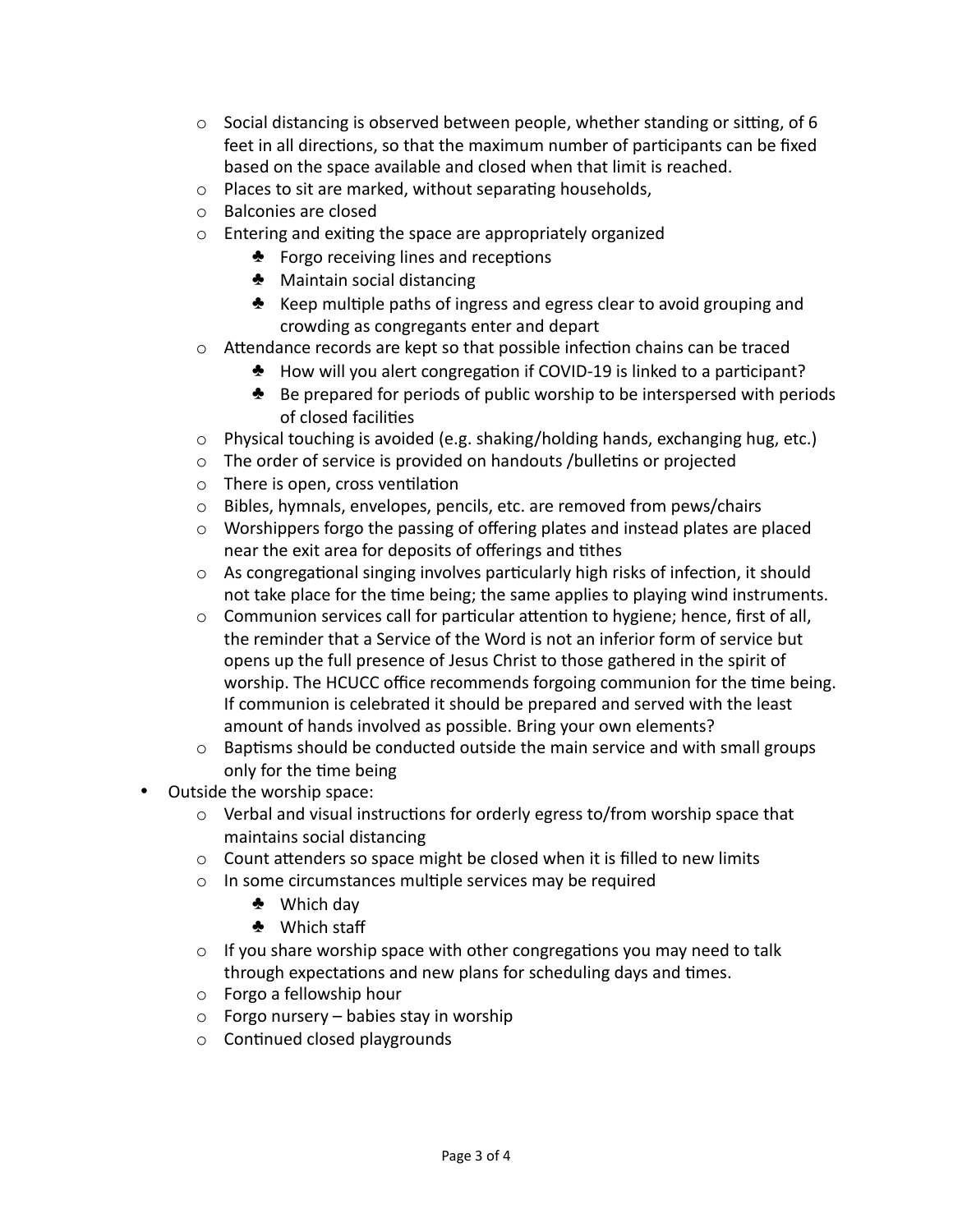- Social distancing is observed between people, whether standing or sitting, of 6 feet in all directions, so that the maximum number of participants can be fixed based on the space available and closed when that limit is reached.
    - Places to sit are marked, without separating households,
    - Balconies are closed
    - Entering and exiting the space are appropriately organized
        - Forgo receiving lines and receptions
        - Maintain social distancing
        - Keep multiple paths of ingress and egress clear to avoid grouping and crowding as congregants enter and depart
    - Attendance records are kept so that possible infection chains can be traced
        - How will you alert congregation if COVID-19 is linked to a participant?
        - Be prepared for periods of public worship to be interspersed with periods of closed facilities
    - Physical touching is avoided (e.g. shaking/holding hands, exchanging hug, etc.)
    - The order of service is provided on handouts /bulletins or projected
    - There is open, cross ventilation
    - Bibles, hymnals, envelopes, pencils, etc. are removed from pews/chairs
    - Worshippers forgo the passing of offering plates and instead plates are placed near the exit area for deposits of offerings and tithes
    - As congregational singing involves particularly high risks of infection, it should not take place for the time being; the same applies to playing wind instruments.
    - Communion services call for particular attention to hygiene; hence, first of all, the reminder that a Service of the Word is not an inferior form of service but opens up the full presence of Jesus Christ to those gathered in the spirit of worship. The HCUCC office recommends forgoing communion for the time being. If communion is celebrated it should be prepared and served with the least amount of hands involved as possible. Bring your own elements?
    - Baptisms should be conducted outside the main service and with small groups only for the time being
- Outside the worship space:
    - Verbal and visual instructions for orderly egress to/from worship space that maintains social distancing
    - Count attenders so space might be closed when it is filled to new limits
    - In some circumstances multiple services may be required
        - Which day
        - Which staff
    - If you share worship space with other congregations you may need to talk through expectations and new plans for scheduling days and times.
    - Forgo a fellowship hour
    - Forgo nursery – babies stay in worship
    - Continued closed playgrounds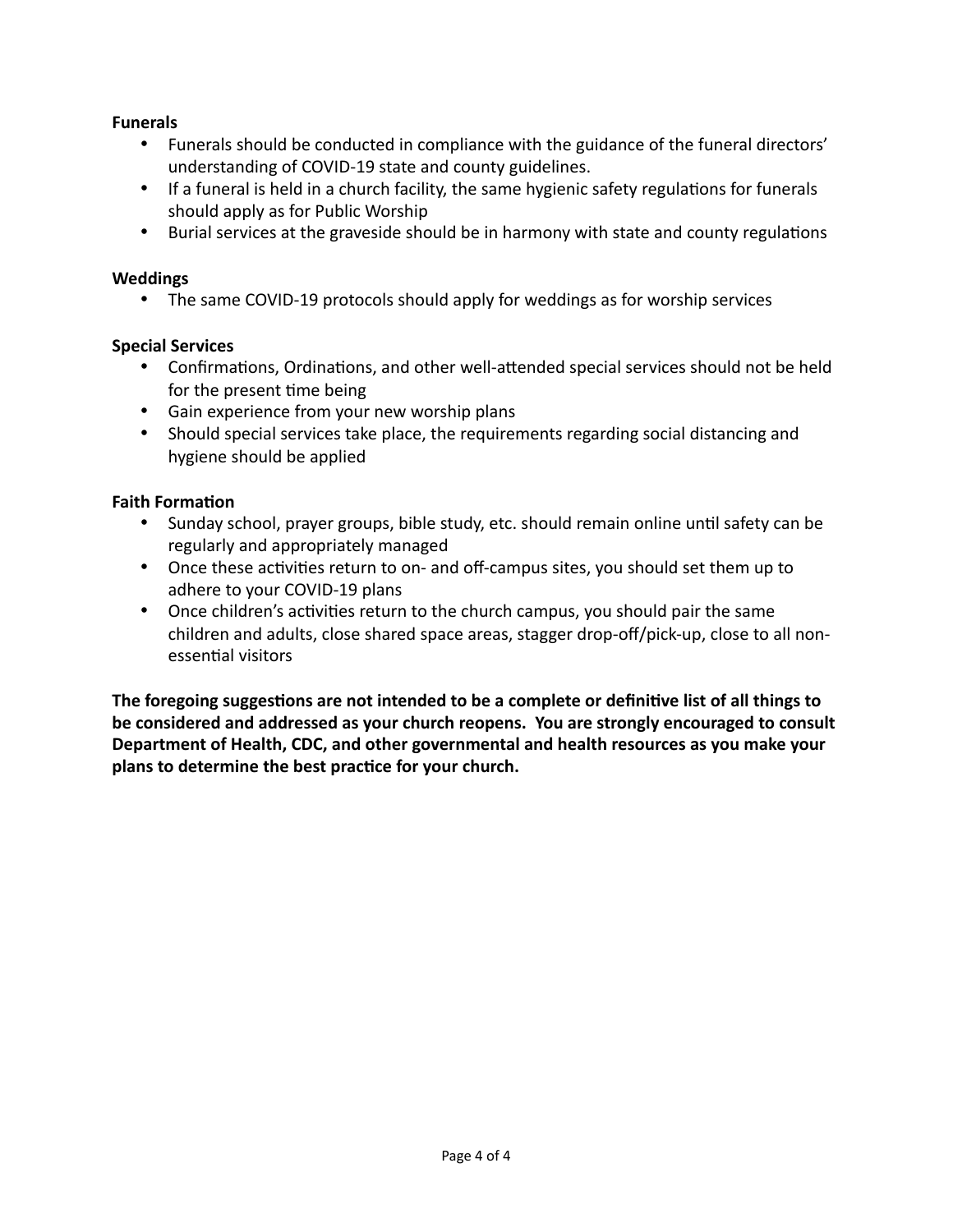**Funerals**

- Funerals should be conducted in compliance with the guidance of the funeral directors' understanding of COVID-19 state and county guidelines.
- If a funeral is held in a church facility, the same hygienic safety regulations for funerals should apply as for Public Worship
- Burial services at the graveside should be in harmony with state and county regulations

**Weddings**

- The same COVID-19 protocols should apply for weddings as for worship services

**Special Services**

- Confirmations, Ordinations, and other well-attended special services should not be held for the present time being
- Gain experience from your new worship plans
- Should special services take place, the requirements regarding social distancing and hygiene should be applied

**Faith Formation**

- Sunday school, prayer groups, bible study, etc. should remain online until safety can be regularly and appropriately managed
- Once these activities return to on- and off-campus sites, you should set them up to adhere to your COVID-19 plans
- Once children's activities return to the church campus, you should pair the same children and adults, close shared space areas, stagger drop-off/pick-up, close to all non-essential visitors

**The foregoing suggestions are not intended to be a complete or definitive list of all things to be considered and addressed as your church reopens. You are strongly encouraged to consult Department of Health, CDC, and other governmental and health resources as you make your plans to determine the best practice for your church.**